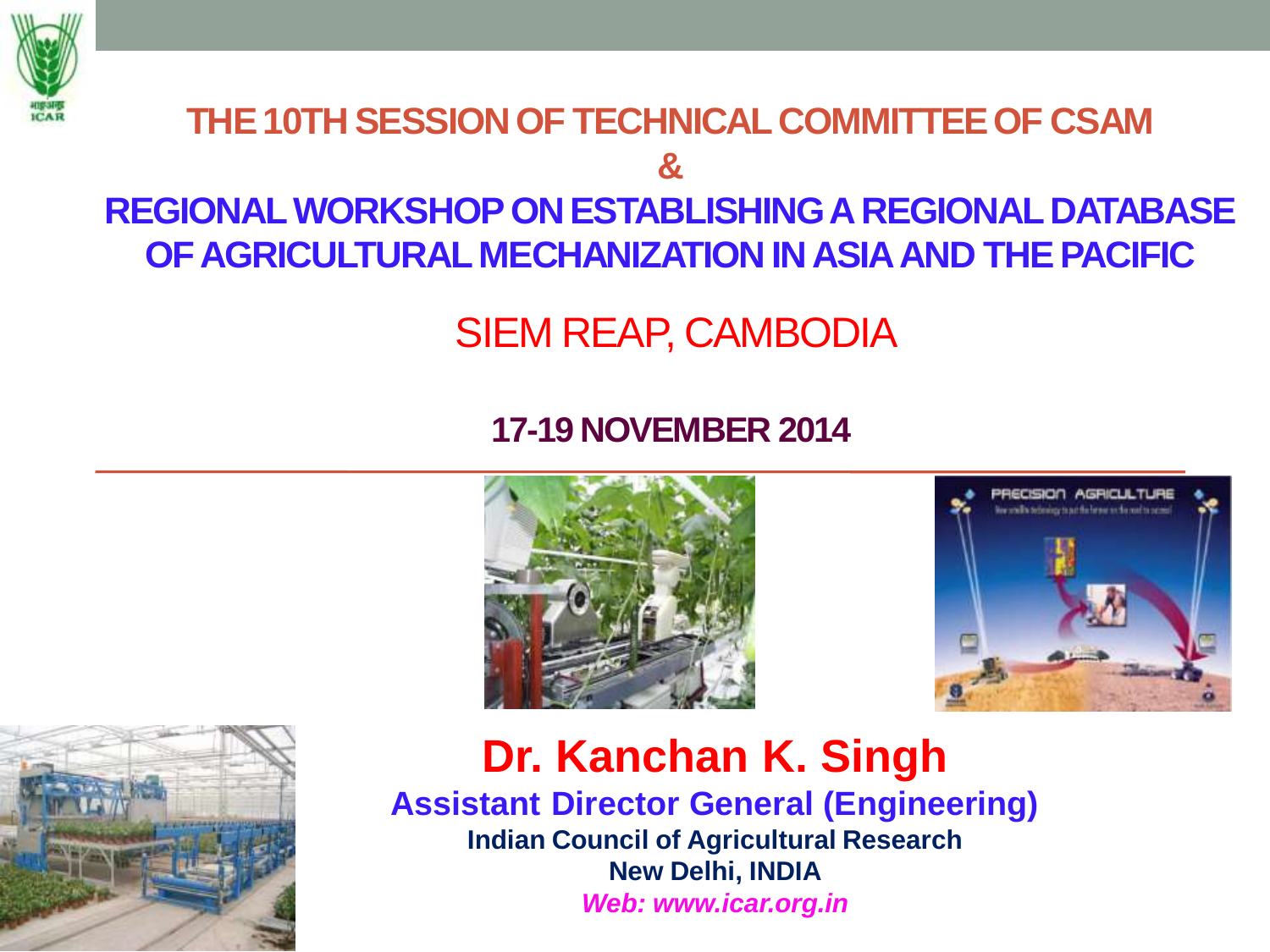# THE 10TH SESSION OF TECHNICAL COMMITTEE OF CSAM

# &

# REGIONAL WORKSHOP ON ESTABLISHING A REGIONAL DATABASE OF AGRICULTURAL MECHANIZATION IN ASIA AND THE PACIFIC

## SIEM REAP, CAMBODIA

**17-19 NOVEMBER 2014**

## Dr. Kanchan K. Singh

**Assistant Director General (Engineering)**

**Indian Council of Agricultural Research**

**New Delhi, INDIA**

***Web: www.icar.org.in***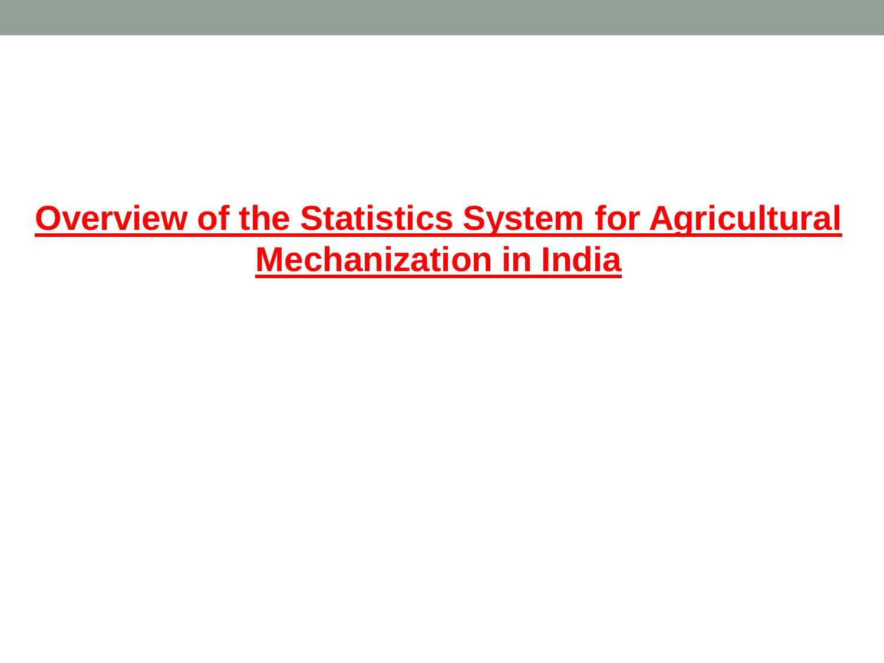# Overview of the Statistics System for Agricultural Mechanization in India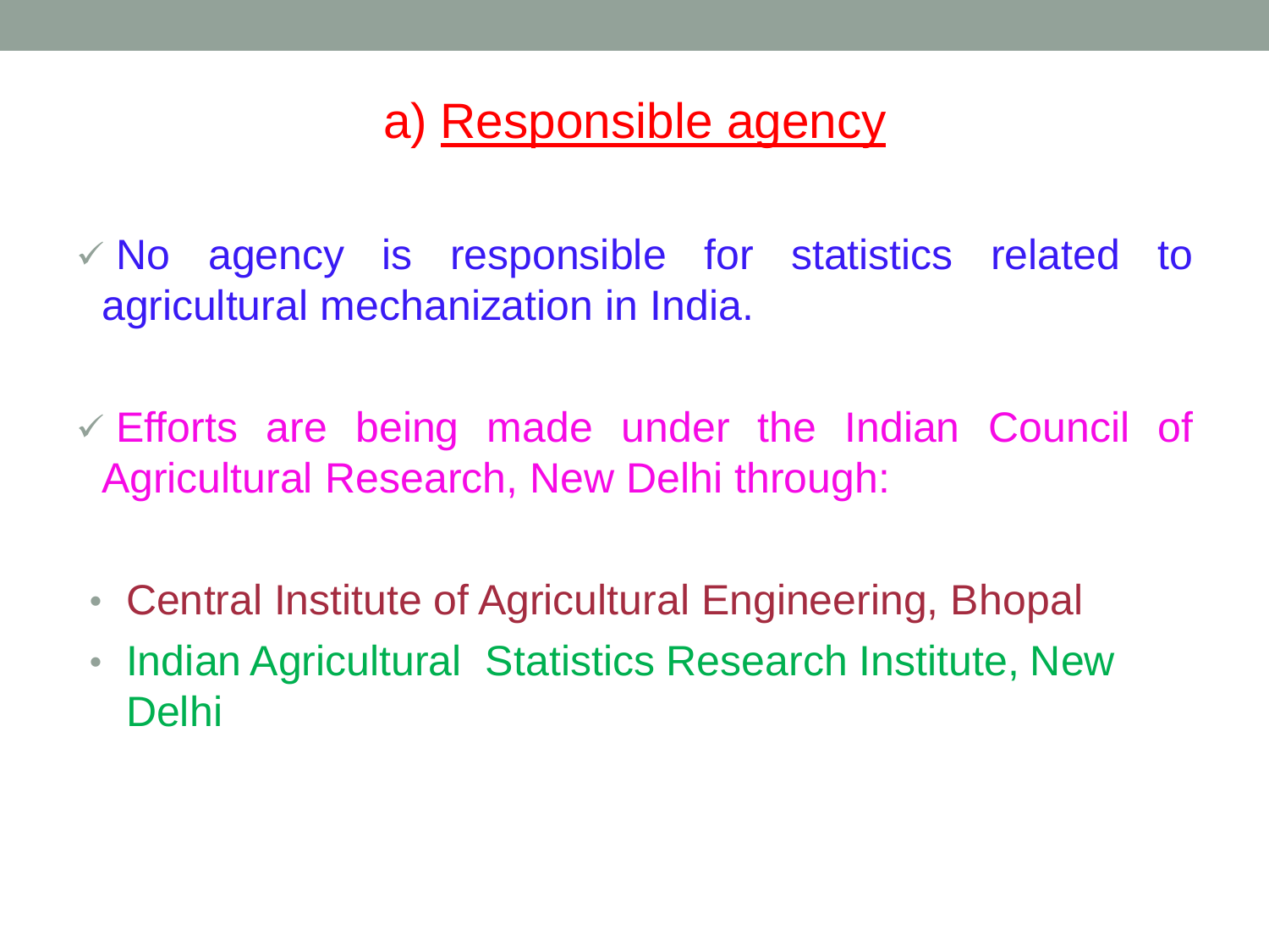## a) Responsible agency

- ✓ No agency is responsible for statistics related to agricultural mechanization in India.
- ✓ Efforts are being made under the Indian Council of Agricultural Research, New Delhi through:
  - Central Institute of Agricultural Engineering, Bhopal
  - Indian Agricultural Statistics Research Institute, New Delhi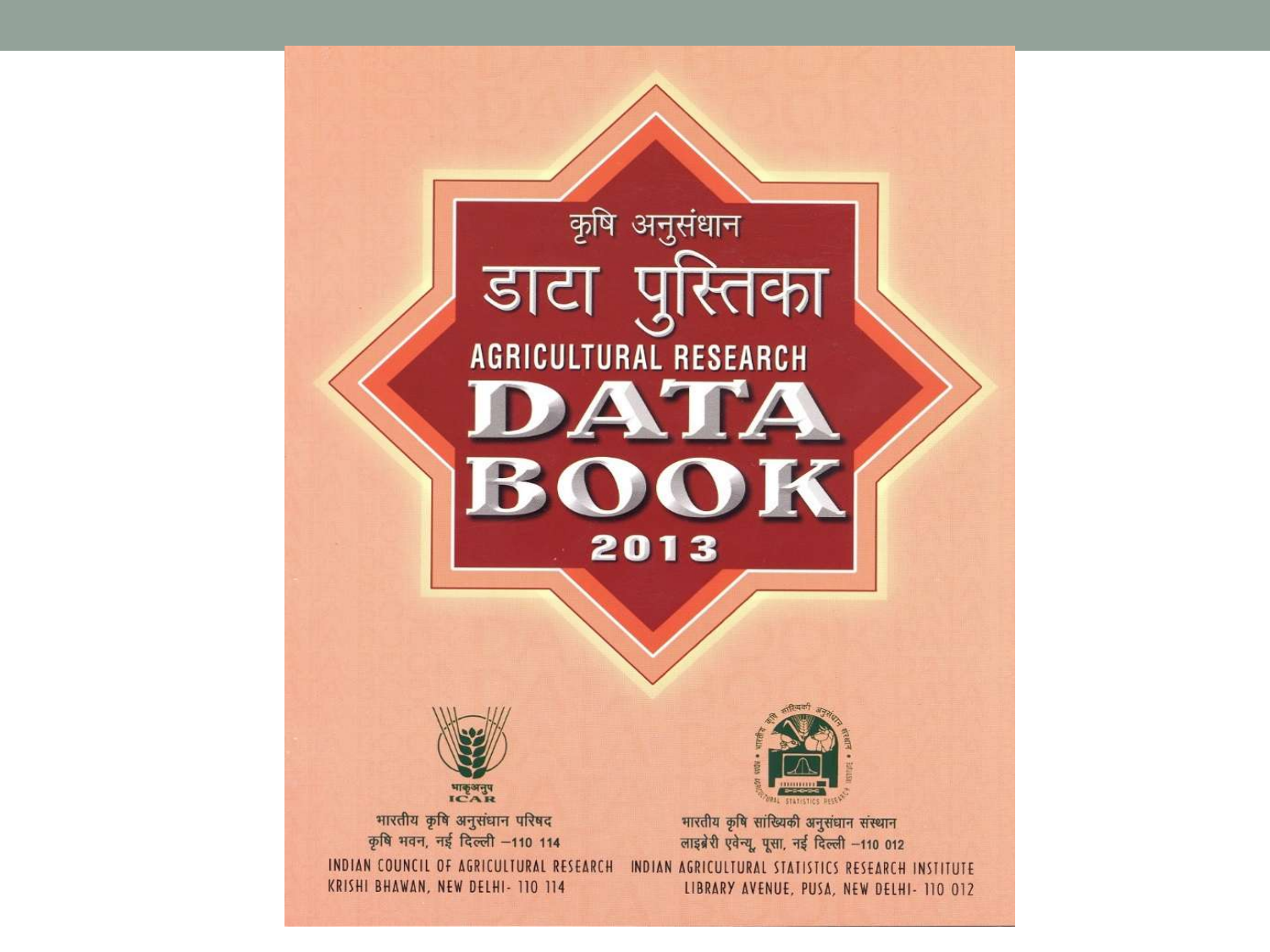# कृषि अनुसंधान डाटा पुस्तिका

# AGRICULTURAL RESEARCH DATA BOOK 2013

भाकृअनुप
ICAR

भारतीय कृषि अनुसंधान परिषद
कृषि भवन, नई दिल्ली –110 114

INDIAN COUNCIL OF AGRICULTURAL RESEARCH
KRISHI BHAWAN, NEW DELHI- 110 114

भारतीय कृषि सांख्यिकी अनुसंधान संस्थान
लाइब्रेरी एवेन्यू, पूसा, नई दिल्ली –110 012

INDIAN AGRICULTURAL STATISTICS RESEARCH INSTITUTE
LIBRARY AVENUE, PUSA, NEW DELHI- 110 012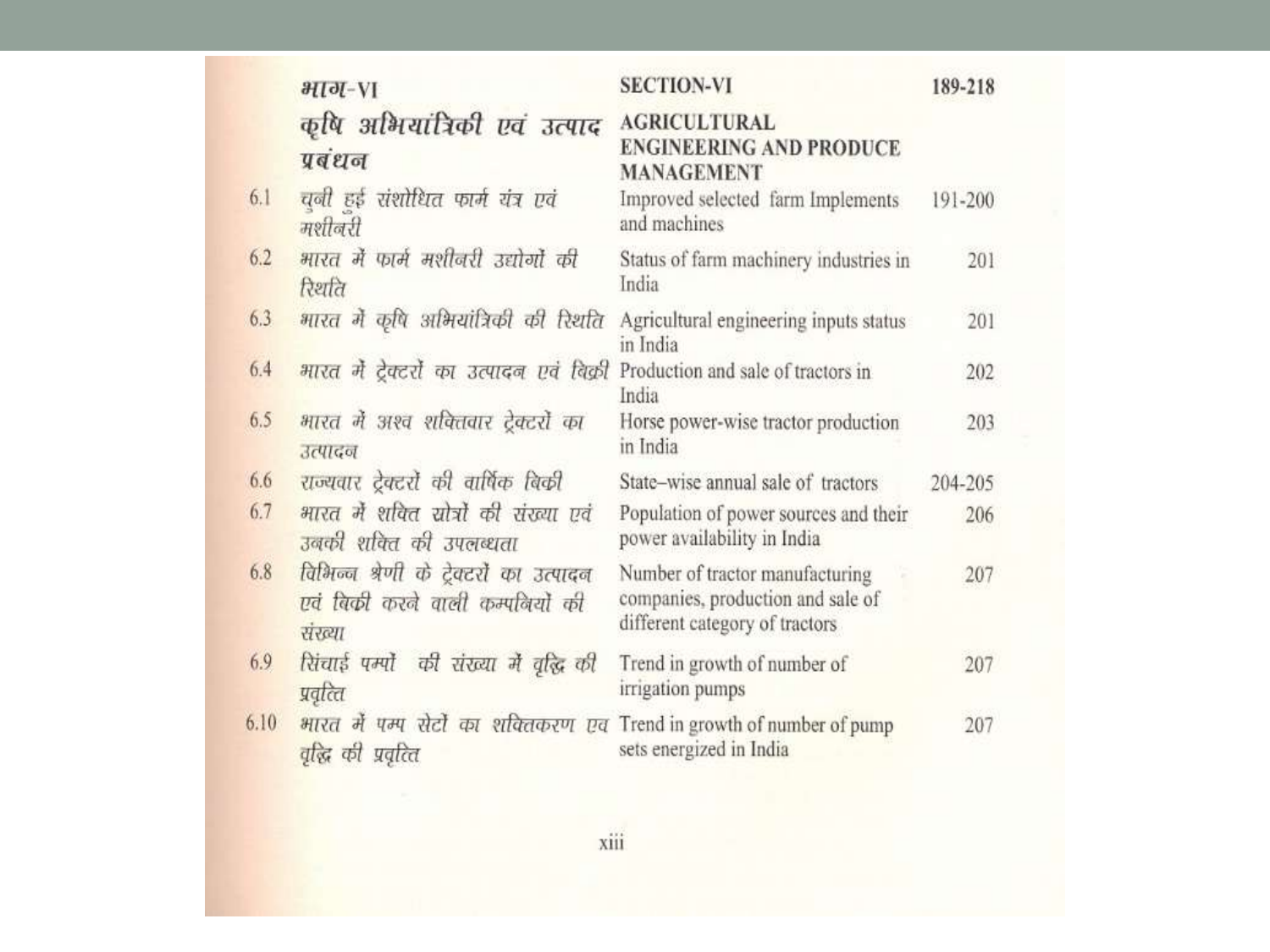| | भाग-VI | SECTION-VI | 189-218 |
|---|---|---|---|
| | कृषि अभियांत्रिकी एवं उत्पाद प्रबंधन | AGRICULTURAL ENGINEERING AND PRODUCE MANAGEMENT | |
| 6.1 | चुनी हुई संशोधित फार्म यंत्र एवं मशीनरी | Improved selected farm Implements and machines | 191-200 |
| 6.2 | भारत में फार्म मशीनरी उद्योगों की स्थिति | Status of farm machinery industries in India | 201 |
| 6.3 | भारत में कृषि अभियांत्रिकी की स्थिति | Agricultural engineering inputs status in India | 201 |
| 6.4 | भारत में ट्रेक्टरों का उत्पादन एवं बिक्री | Production and sale of tractors in India | 202 |
| 6.5 | भारत में अश्व शक्तिवार ट्रेक्टरों का उत्पादन | Horse power-wise tractor production in India | 203 |
| 6.6 | राज्यवार ट्रेक्टरों की वार्षिक बिक्री | State–wise annual sale of tractors | 204-205 |
| 6.7 | भारत में शक्ति स्रोत्रों की संख्या एवं उनकी शक्ति की उपलब्धता | Population of power sources and their power availability in India | 206 |
| 6.8 | विभिन्न श्रेणी के ट्रेक्टरों का उत्पादन एवं बिक्री करने वाली कम्पनियों की संख्या | Number of tractor manufacturing companies, production and sale of different category of tractors | 207 |
| 6.9 | सिंचाई पम्पों की संख्या में वृद्धि की प्रवृत्ति | Trend in growth of number of irrigation pumps | 207 |
| 6.10 | भारत में पम्प सेटों का शक्तिकरण एव वृद्धि की प्रवृत्ति | Trend in growth of number of pump sets energized in India | 207 |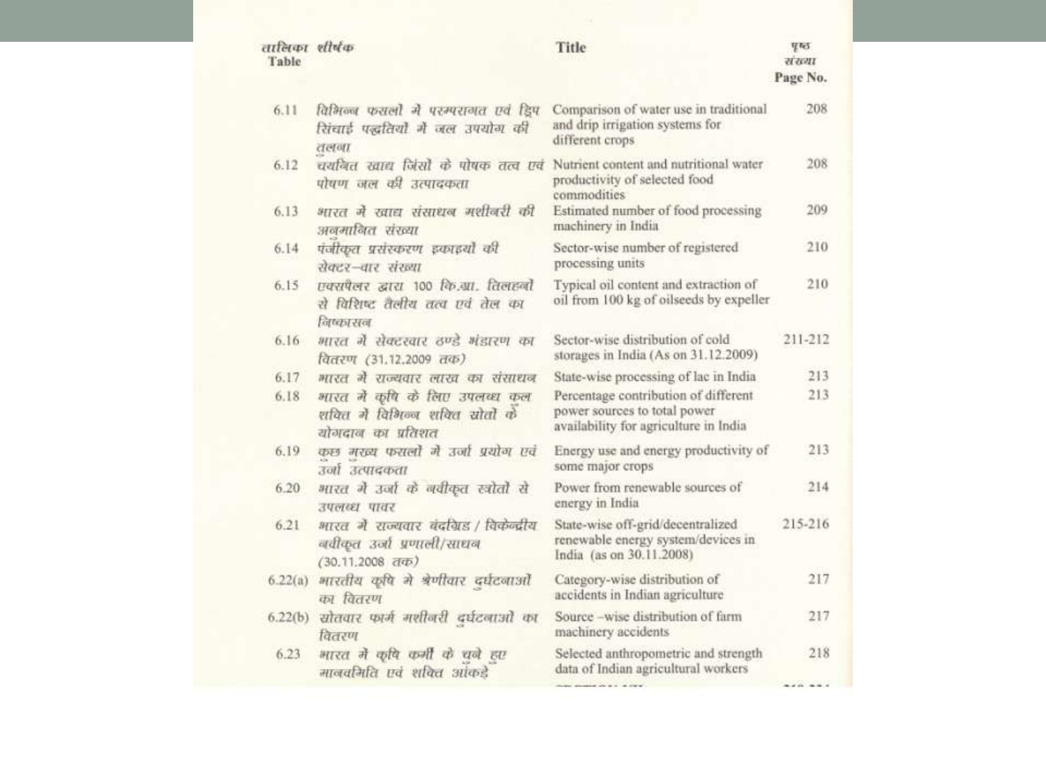| तालिका Table | शीर्षक | Title | पृष्ठ संख्या Page No. |
|---|---|---|---|
| 6.11 | विभिन्न फसलों में परम्परागत एवं ड्रिप सिंचाई पद्धतियों में जल उपयोग की तुलना | Comparison of water use in traditional and drip irrigation systems for different crops | 208 |
| 6.12 | चयनित खाद्य जिंसों के पोषक तत्व एवं पोषण जल की उत्पादकता | Nutrient content and nutritional water productivity of selected food commodities | 208 |
| 6.13 | भारत में खाद्य संसाधन मशीनरी की अनुमानित संख्या | Estimated number of food processing machinery in India | 209 |
| 6.14 | पंजीकृत प्रसंस्करण इकाइयों की सेक्टर–वार संख्या | Sector-wise number of registered processing units | 210 |
| 6.15 | एक्सपैलर द्वारा 100 कि.ग्रा. तिलहनों से विशिष्ट तैलीय तत्व एवं तेल का निष्कासन | Typical oil content and extraction of oil from 100 kg of oilseeds by expeller | 210 |
| 6.16 | भारत में सेक्टरवार ठण्डे भंडारण का वितरण (31.12.2009 तक) | Sector-wise distribution of cold storages in India (As on 31.12.2009) | 211-212 |
| 6.17 | भारत में राज्यवार लाख का संसाधन | State-wise processing of lac in India | 213 |
| 6.18 | भारत में कृषि के लिए उपलब्ध कुल शक्ति में विभिन्न शक्ति स्रोतों के योगदान का प्रतिशत | Percentage contribution of different power sources to total power availability for agriculture in India | 213 |
| 6.19 | कुछ मुख्य फसलों में उर्जा प्रयोग एवं उर्जा उत्पादकता | Energy use and energy productivity of some major crops | 213 |
| 6.20 | भारत में उर्जा के नवीकृत स्त्रोतों से उपलब्ध पावर | Power from renewable sources of energy in India | 214 |
| 6.21 | भारत में राज्यवार बंदग्रिड / विकेन्द्रीय नवीकृत उर्जा प्रणाली/साधन (30.11.2008 तक) | State-wise off-grid/decentralized renewable energy system/devices in India (as on 30.11.2008) | 215-216 |
| 6.22(a) | भारतीय कृषि में श्रेणीवार दुर्घटनाओं का वितरण | Category-wise distribution of accidents in Indian agriculture | 217 |
| 6.22(b) | स्रोतवार फार्म मशीनरी दुर्घटनाओं का वितरण | Source –wise distribution of farm machinery accidents | 217 |
| 6.23 | भारत में कृषि कर्मी के चुने हुए मानवमिति एवं शक्ति आंकड़े | Selected anthropometric and strength data of Indian agricultural workers | 218 |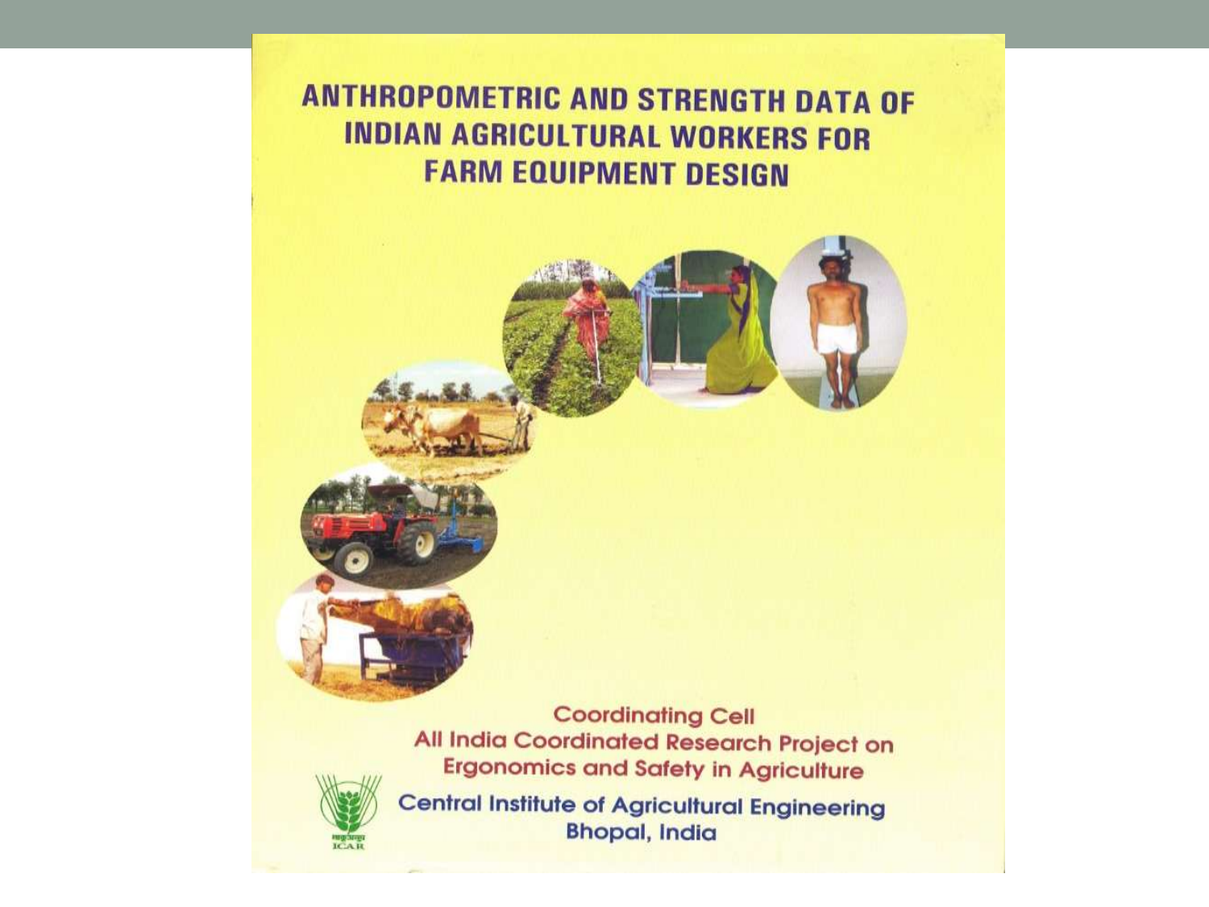# ANTHROPOMETRIC AND STRENGTH DATA OF INDIAN AGRICULTURAL WORKERS FOR FARM EQUIPMENT DESIGN

Coordinating Cell
All India Coordinated Research Project on Ergonomics and Safety in Agriculture

Central Institute of Agricultural Engineering
Bhopal, India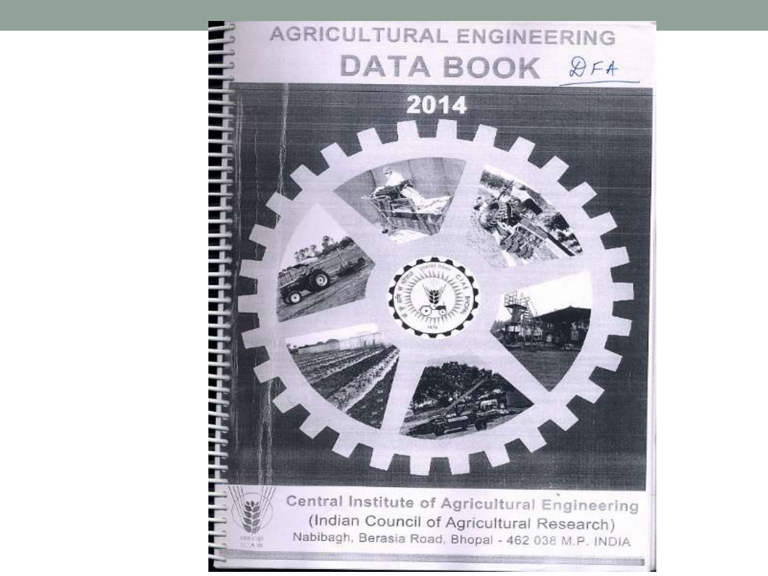# AGRICULTURAL ENGINEERING

# DATA BOOK

DFA

## 2014

**Central Institute of Agricultural Engineering**

(Indian Council of Agricultural Research)

Nabibagh, Berasia Road, Bhopal - 462 038 M.P. INDIA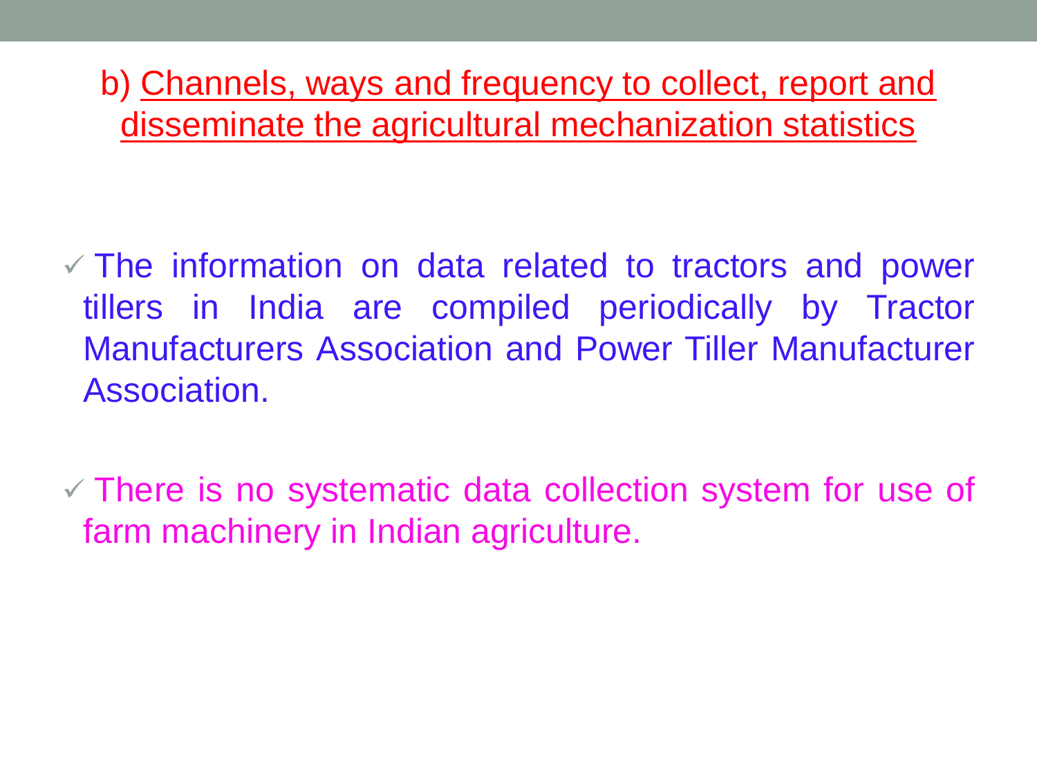## b) Channels, ways and frequency to collect, report and disseminate the agricultural mechanization statistics

- ✓ The information on data related to tractors and power tillers in India are compiled periodically by Tractor Manufacturers Association and Power Tiller Manufacturer Association.
- ✓ There is no systematic data collection system for use of farm machinery in Indian agriculture.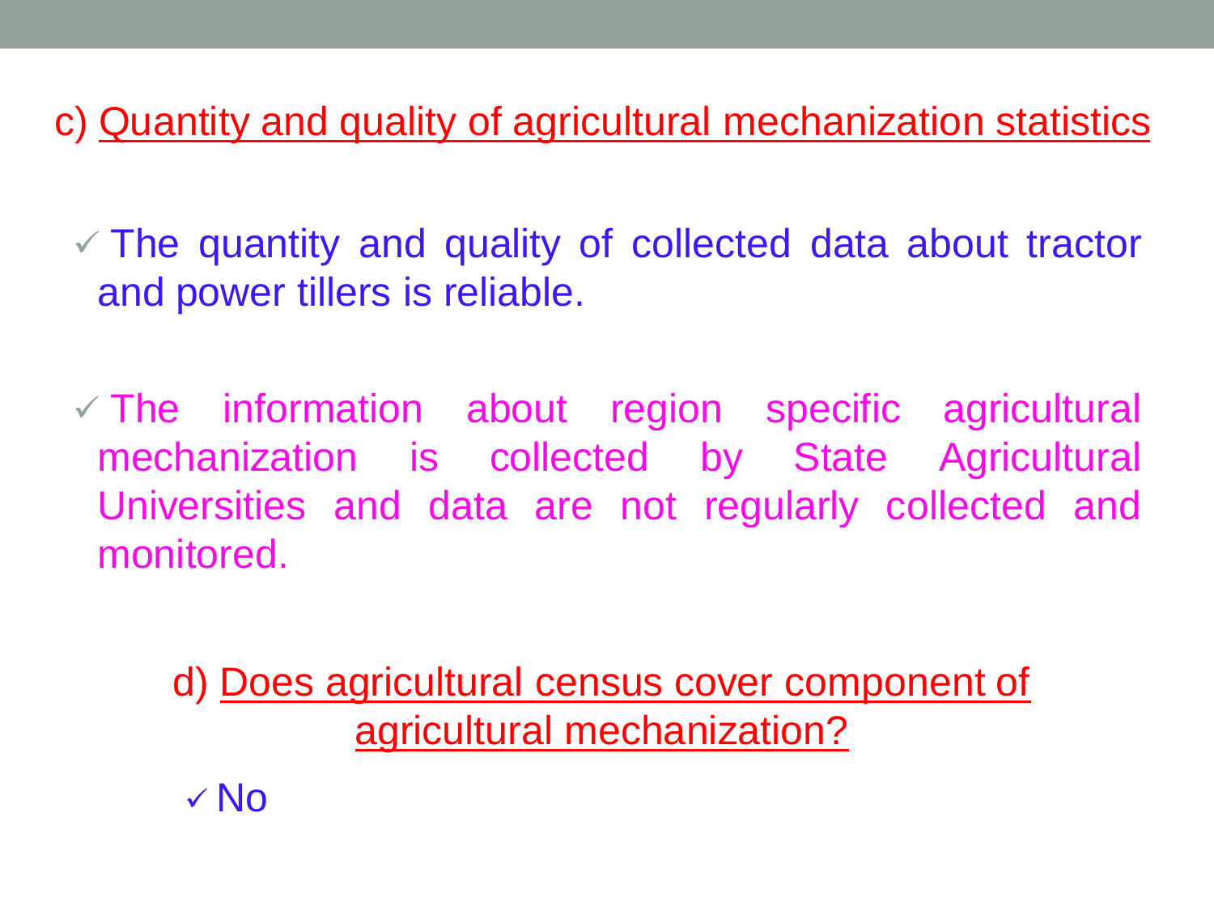c) Quantity and quality of agricultural mechanization statistics

- ✓ The quantity and quality of collected data about tractor and power tillers is reliable.
- ✓ The information about region specific agricultural mechanization is collected by State Agricultural Universities and data are not regularly collected and monitored.

d) Does agricultural census cover component of agricultural mechanization?

- ✓ No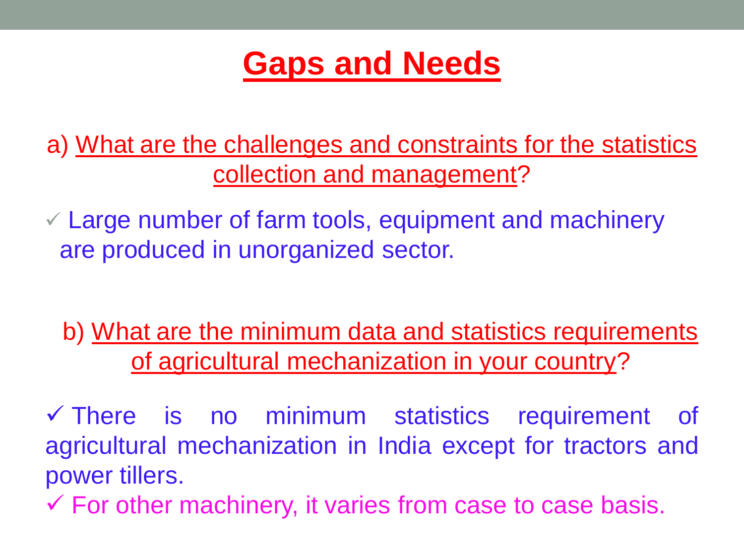# Gaps and Needs

a) What are the challenges and constraints for the statistics collection and management?

- ✓ Large number of farm tools, equipment and machinery are produced in unorganized sector.

b) What are the minimum data and statistics requirements of agricultural mechanization in your country?

- ✓ There is no minimum statistics requirement of agricultural mechanization in India except for tractors and power tillers.
- ✓ For other machinery, it varies from case to case basis.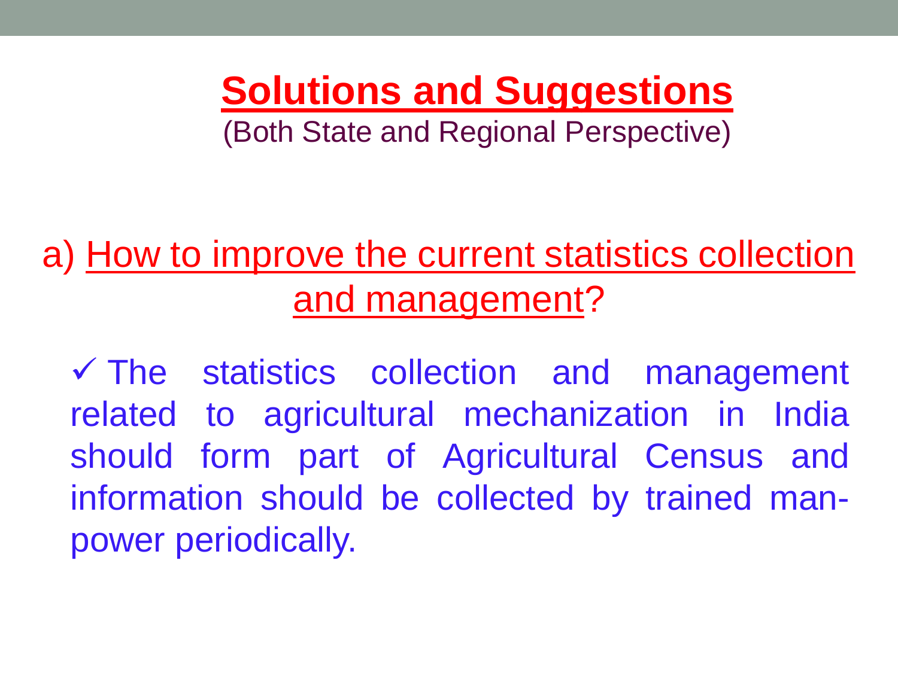# Solutions and Suggestions

(Both State and Regional Perspective)

## a) How to improve the current statistics collection and management?

- ✓ The statistics collection and management related to agricultural mechanization in India should form part of Agricultural Census and information should be collected by trained man-power periodically.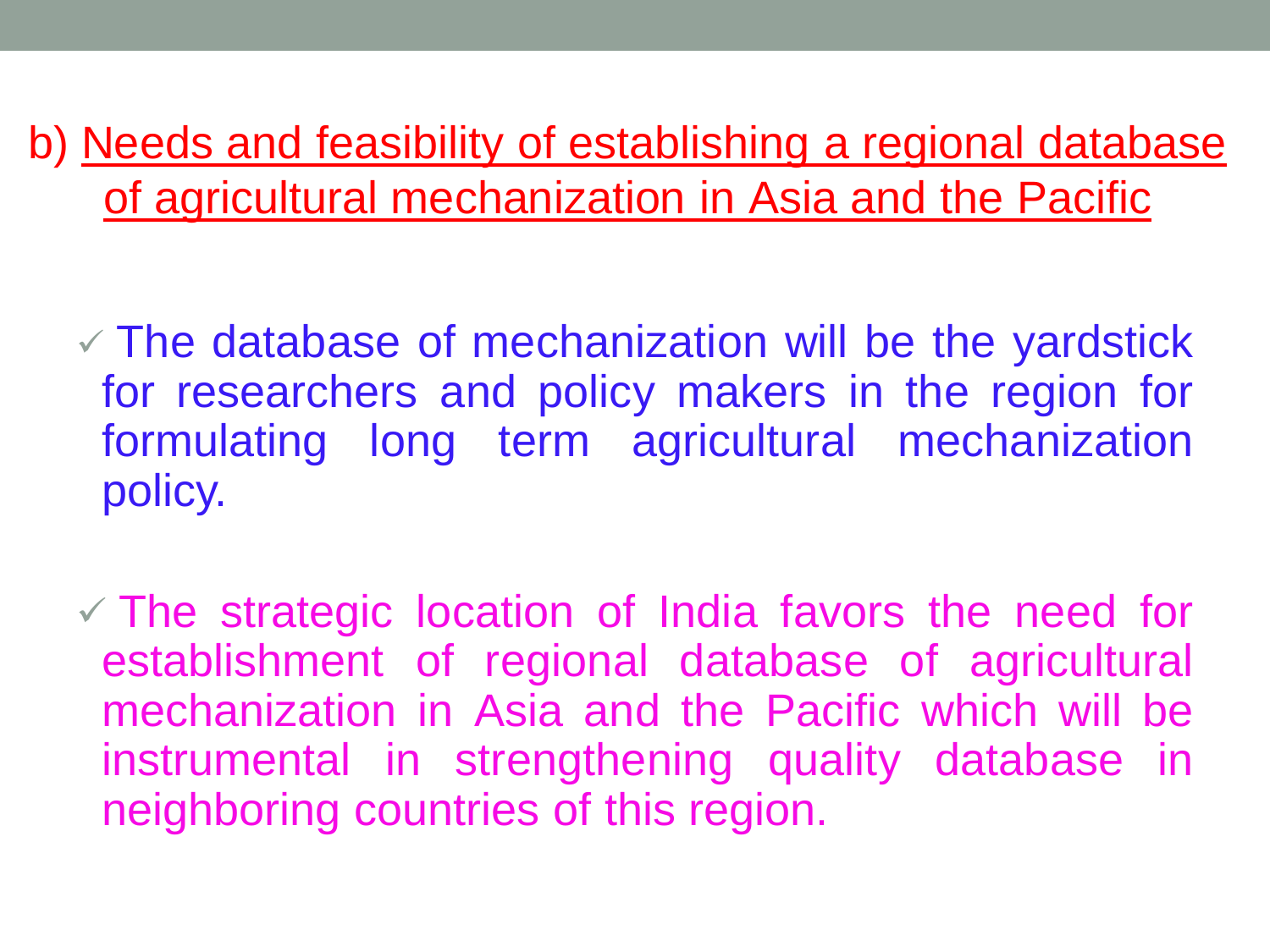## b) Needs and feasibility of establishing a regional database of agricultural mechanization in Asia and the Pacific

- ✓ The database of mechanization will be the yardstick for researchers and policy makers in the region for formulating long term agricultural mechanization policy.

- ✓ The strategic location of India favors the need for establishment of regional database of agricultural mechanization in Asia and the Pacific which will be instrumental in strengthening quality database in neighboring countries of this region.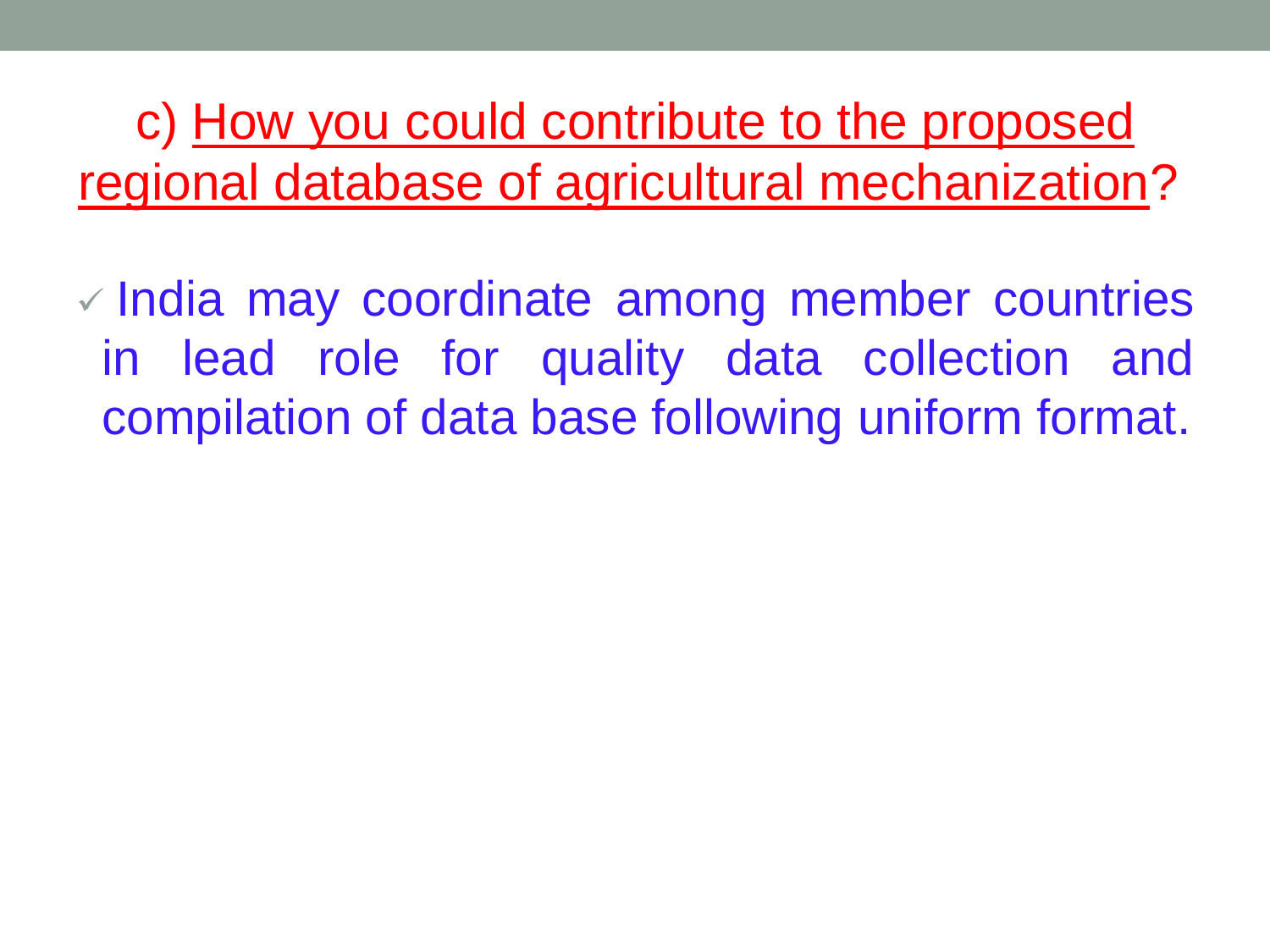## c) How you could contribute to the proposed regional database of agricultural mechanization?

- ✓ India may coordinate among member countries in lead role for quality data collection and compilation of data base following uniform format.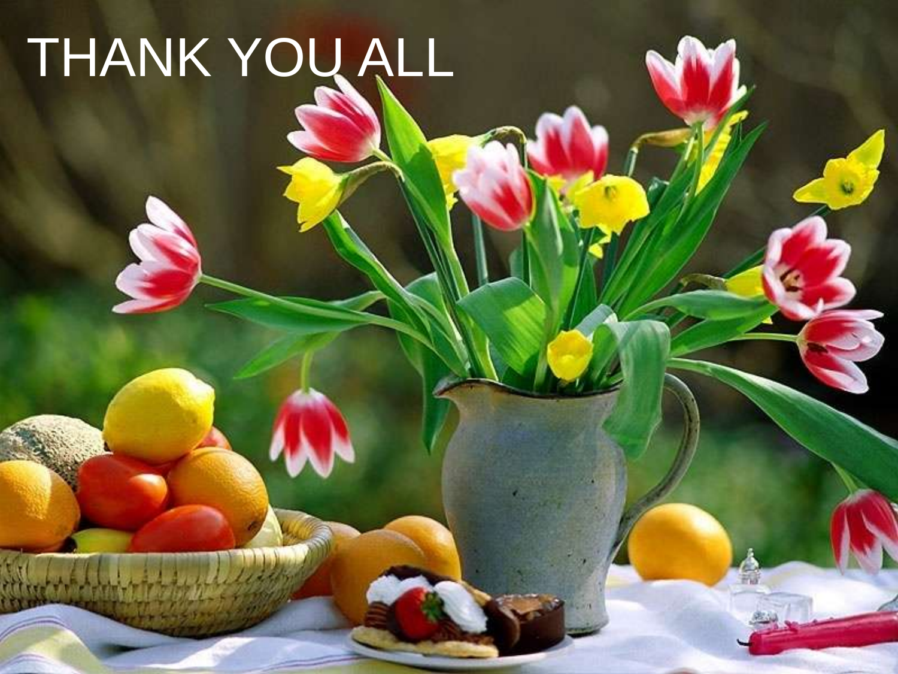THANK YOU ALL